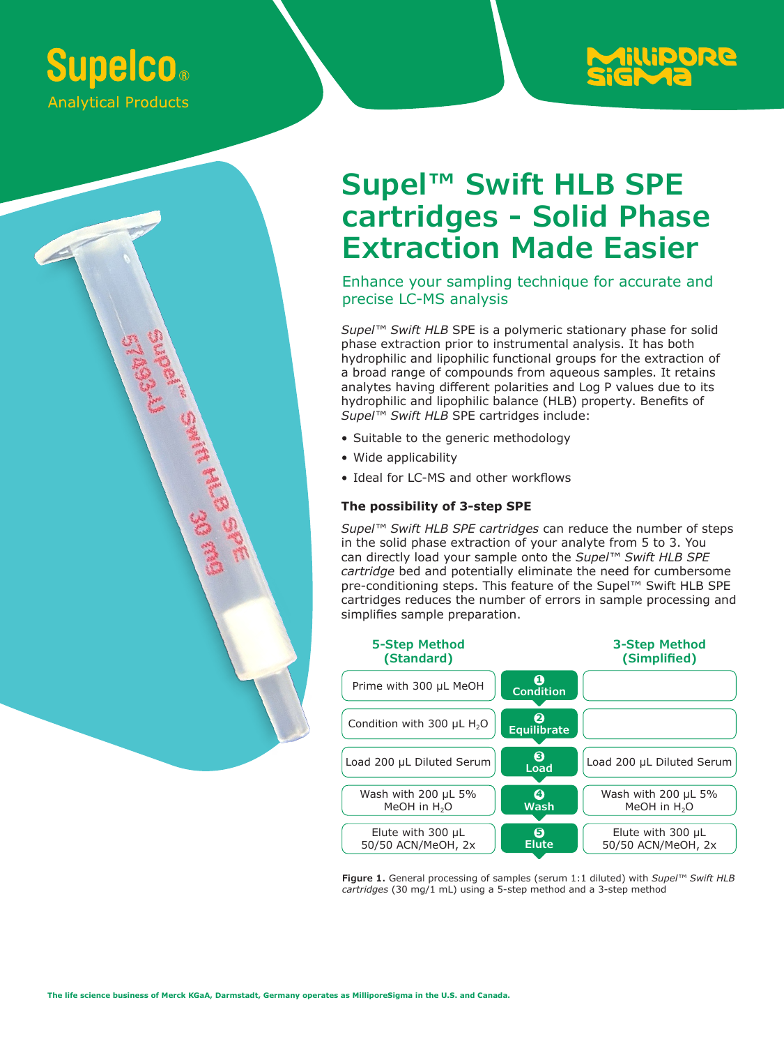Supelco® Analytical Products

MilliporeSigma

# Supel™ Swift HLB SPE cartridges - Solid Phase Extraction Made Easier

## Enhance your sampling technique for accurate and precise LC-MS analysis

*Supel™ Swift HLB* SPE is a polymeric stationary phase for solid phase extraction prior to instrumental analysis. It has both hydrophilic and lipophilic functional groups for the extraction of a broad range of compounds from aqueous samples. It retains analytes having different polarities and Log P values due to its hydrophilic and lipophilic balance (HLB) property. Benefits of *Supel™ Swift HLB* SPE cartridges include:

- Suitable to the generic methodology
- Wide applicability
- Ideal for LC-MS and other workflows

### The possibility of 3-step SPE

*Supel™ Swift HLB SPE cartridges* can reduce the number of steps in the solid phase extraction of your analyte from 5 to 3. You can directly load your sample onto the *Supel™ Swift HLB SPE cartridge* bed and potentially eliminate the need for cumbersome pre-conditioning steps. This feature of the Supel™ Swift HLB SPE cartridges reduces the number of errors in sample processing and simplifies sample preparation.

| 5-Step Method (Standard) | Step | 3-Step Method (Simplified) |
|---|---|---|
| Prime with 300 µL MeOH | 1 Condition | |
| Condition with 300 µL $H_2O$ | 2 Equilibrate | |
| Load 200 µL Diluted Serum | 3 Load | Load 200 µL Diluted Serum |
| Wash with 200 µL 5% MeOH in $H_2O$ | 4 Wash | Wash with 200 µL 5% MeOH in $H_2O$ |
| Elute with 300 µL 50/50 ACN/MeOH, 2x | 5 Elute | Elute with 300 µL 50/50 ACN/MeOH, 2x |

**Figure 1.** General processing of samples (serum 1:1 diluted) with *Supel™ Swift HLB cartridges* (30 mg/1 mL) using a 5-step method and a 3-step method

**The life science business of Merck KGaA, Darmstadt, Germany operates as MilliporeSigma in the U.S. and Canada.**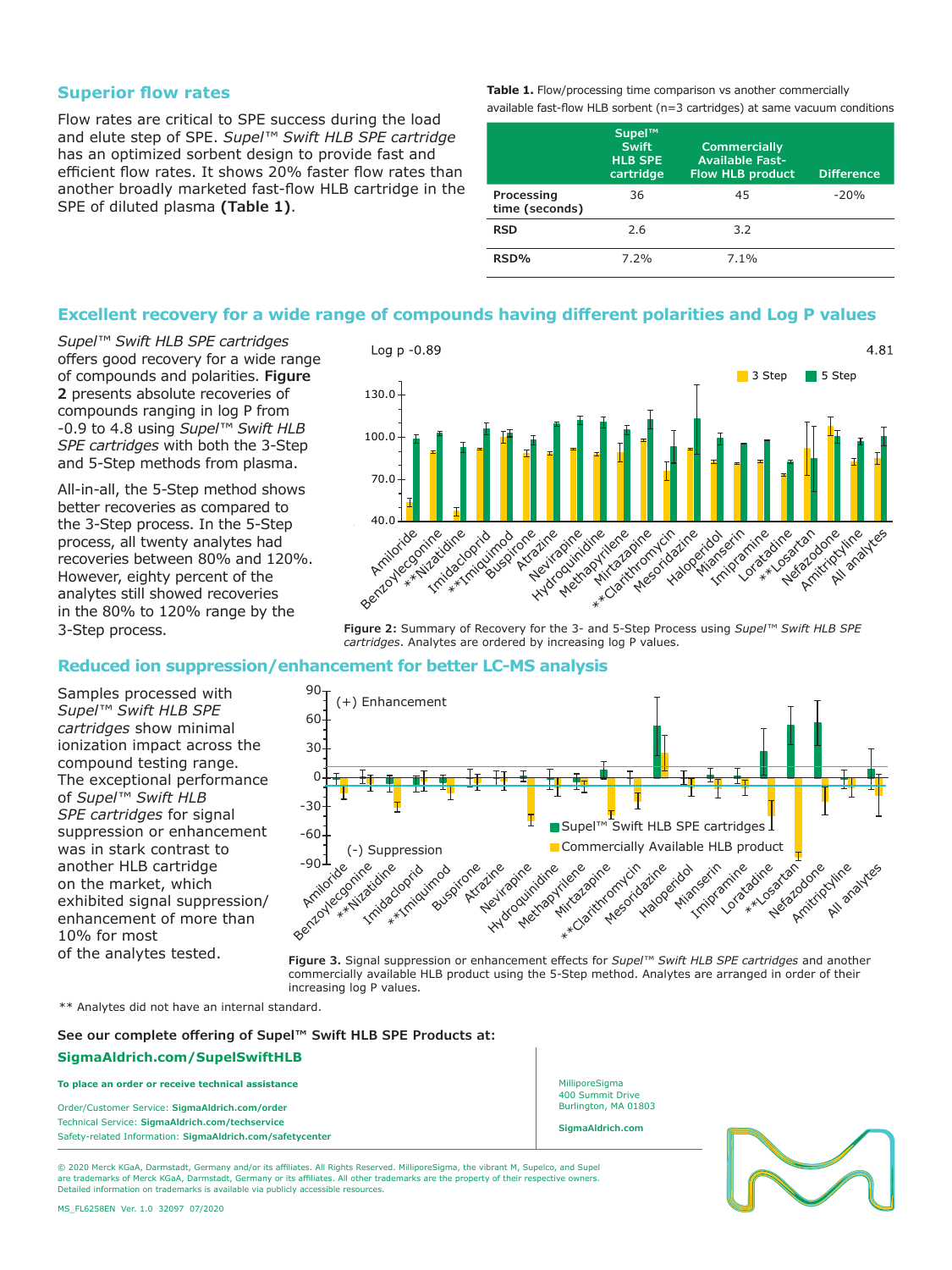## Superior flow rates

Flow rates are critical to SPE success during the load and elute step of SPE. *Supel™ Swift HLB SPE cartridge* has an optimized sorbent design to provide fast and efficient flow rates. It shows 20% faster flow rates than another broadly marketed fast-flow HLB cartridge in the SPE of diluted plasma **(Table 1)**.

**Table 1.** Flow/processing time comparison vs another commercially available fast-flow HLB sorbent (n=3 cartridges) at same vacuum conditions

| | Supel™ Swift HLB SPE cartridge | Commercially Available Fast-Flow HLB product | Difference |
|---|---|---|---|
| **Processing time (seconds)** | 36 | 45 | -20% |
| **RSD** | 2.6 | 3.2 | |
| **RSD%** | 7.2% | 7.1% | |

## Excellent recovery for a wide range of compounds having different polarities and Log P values

*Supel™ Swift HLB SPE cartridges* offers good recovery for a wide range of compounds and polarities. **Figure 2** presents absolute recoveries of compounds ranging in log P from -0.9 to 4.8 using *Supel™ Swift HLB SPE cartridges* with both the 3-Step and 5-Step methods from plasma.

All-in-all, the 5-Step method shows better recoveries as compared to the 3-Step process. In the 5-Step process, all twenty analytes had recoveries between 80% and 120%. However, eighty percent of the analytes still showed recoveries in the 80% to 120% range by the 3-Step process.

Log p -0.89
4.81
3 Step
5 Step
130.0
100.0
70.0
40.0
Amiloride
Benzoylecgonine
**Nizatidine
Imidacloprid
**Imiquimod
Buspirone
Atrazine
Nevirapine
Hydroquinidine
Methapyrilene
Mirtazapine
**Clarithromycin
Mesoridazine
Haloperidol
Mianserin
Imipramine
Loratadine
**Losartan
Nefazodone
Amitriptyline
All analytes

**Figure 2:** Summary of Recovery for the 3- and 5-Step Process using *Supel™ Swift HLB SPE cartridges*. Analytes are ordered by increasing log P values.

## Reduced ion suppression/enhancement for better LC-MS analysis

Samples processed with *Supel™ Swift HLB SPE cartridges* show minimal ionization impact across the compound testing range. The exceptional performance of *Supel™ Swift HLB SPE cartridges* for signal suppression or enhancement was in stark contrast to another HLB cartridge on the market, which exhibited signal suppression/enhancement of more than 10% for most of the analytes tested.

90
(+) Enhancement
60
30
0
-30
-60
-90
(-) Suppression
Supel™ Swift HLB SPE cartridges
Commercially Available HLB product
Amiloride
Benzoylecgonine
**Nizatidine
Imidacloprid
**Imiquimod
Buspirone
Atrazine
Nevirapine
Hydroquinidine
Methapyrilene
Mirtazapine
**Clarithromycin
Mesoridazine
Haloperidol
Mianserin
Imipramine
Loratadine
**Losartan
Nefazodone
Amitriptyline
All analytes

**Figure 3.** Signal suppression or enhancement effects for *Supel™ Swift HLB SPE cartridges* and another commercially available HLB product using the 5-Step method. Analytes are arranged in order of their increasing log P values.

** Analytes did not have an internal standard.

**See our complete offering of Supel™ Swift HLB SPE Products at:**

**SigmaAldrich.com/SupelSwiftHLB**

**To place an order or receive technical assistance**

Order/Customer Service: **SigmaAldrich.com/order**
Technical Service: **SigmaAldrich.com/techservice**
Safety-related Information: **SigmaAldrich.com/safetycenter**

MilliporeSigma
400 Summit Drive
Burlington, MA 01803

**SigmaAldrich.com**

© 2020 Merck KGaA, Darmstadt, Germany and/or its affiliates. All Rights Reserved. MilliporeSigma, the vibrant M, Supelco, and Supel are trademarks of Merck KGaA, Darmstadt, Germany or its affiliates. All other trademarks are the property of their respective owners. Detailed information on trademarks is available via publicly accessible resources.

MS_FL6258EN Ver. 1.0 32097 07/2020